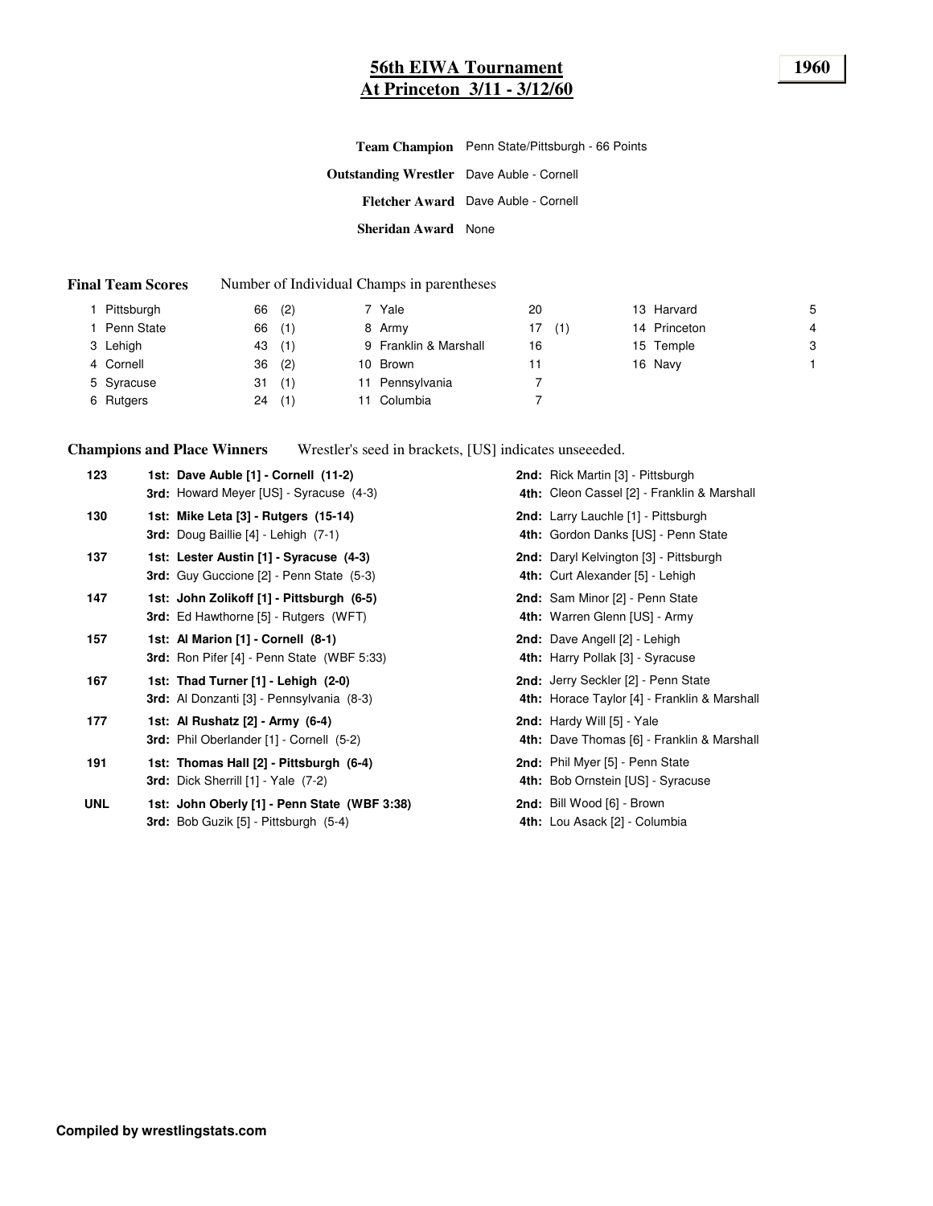# 56th EIWA Tournament
## At Princeton 3/11 - 3/12/60

**1960**

**Team Champion** Penn State/Pittsburgh - 66 Points

**Outstanding Wrestler** Dave Auble - Cornell

**Fletcher Award** Dave Auble - Cornell

**Sheridan Award** None

**Final Team Scores** Number of Individual Champs in parentheses

| Place | Team | Points | Champs |
|---|---|---|---|
| 1 | Pittsburgh | 66 | (2) |
| 1 | Penn State | 66 | (1) |
| 3 | Lehigh | 43 | (1) |
| 4 | Cornell | 36 | (2) |
| 5 | Syracuse | 31 | (1) |
| 6 | Rutgers | 24 | (1) |
| 7 | Yale | 20 | |
| 8 | Army | 17 | (1) |
| 9 | Franklin & Marshall | 16 | |
| 10 | Brown | 11 | |
| 11 | Pennsylvania | 7 | |
| 11 | Columbia | 7 | |
| 13 | Harvard | 5 | |
| 14 | Princeton | 4 | |
| 15 | Temple | 3 | |
| 16 | Navy | 1 | |

**Champions and Place Winners** Wrestler's seed in brackets, [US] indicates unseeeded.

| Weight | 1st / 3rd | 2nd / 4th |
|---|---|---|
| 123 | **1st: Dave Auble [1] - Cornell (11-2)** | **2nd:** Rick Martin [3] - Pittsburgh |
| | **3rd:** Howard Meyer [US] - Syracuse (4-3) | **4th:** Cleon Cassel [2] - Franklin & Marshall |
| 130 | **1st: Mike Leta [3] - Rutgers (15-14)** | **2nd:** Larry Lauchle [1] - Pittsburgh |
| | **3rd:** Doug Baillie [4] - Lehigh (7-1) | **4th:** Gordon Danks [US] - Penn State |
| 137 | **1st: Lester Austin [1] - Syracuse (4-3)** | **2nd:** Daryl Kelvington [3] - Pittsburgh |
| | **3rd:** Guy Guccione [2] - Penn State (5-3) | **4th:** Curt Alexander [5] - Lehigh |
| 147 | **1st: John Zolikoff [1] - Pittsburgh (6-5)** | **2nd:** Sam Minor [2] - Penn State |
| | **3rd:** Ed Hawthorne [5] - Rutgers (WFT) | **4th:** Warren Glenn [US] - Army |
| 157 | **1st: Al Marion [1] - Cornell (8-1)** | **2nd:** Dave Angell [2] - Lehigh |
| | **3rd:** Ron Pifer [4] - Penn State (WBF 5:33) | **4th:** Harry Pollak [3] - Syracuse |
| 167 | **1st: Thad Turner [1] - Lehigh (2-0)** | **2nd:** Jerry Seckler [2] - Penn State |
| | **3rd:** Al Donzanti [3] - Pennsylvania (8-3) | **4th:** Horace Taylor [4] - Franklin & Marshall |
| 177 | **1st: Al Rushatz [2] - Army (6-4)** | **2nd:** Hardy Will [5] - Yale |
| | **3rd:** Phil Oberlander [1] - Cornell (5-2) | **4th:** Dave Thomas [6] - Franklin & Marshall |
| 191 | **1st: Thomas Hall [2] - Pittsburgh (6-4)** | **2nd:** Phil Myer [5] - Penn State |
| | **3rd:** Dick Sherrill [1] - Yale (7-2) | **4th:** Bob Ornstein [US] - Syracuse |
| UNL | **1st: John Oberly [1] - Penn State (WBF 3:38)** | **2nd:** Bill Wood [6] - Brown |
| | **3rd:** Bob Guzik [5] - Pittsburgh (5-4) | **4th:** Lou Asack [2] - Columbia |

**Compiled by wrestlingstats.com**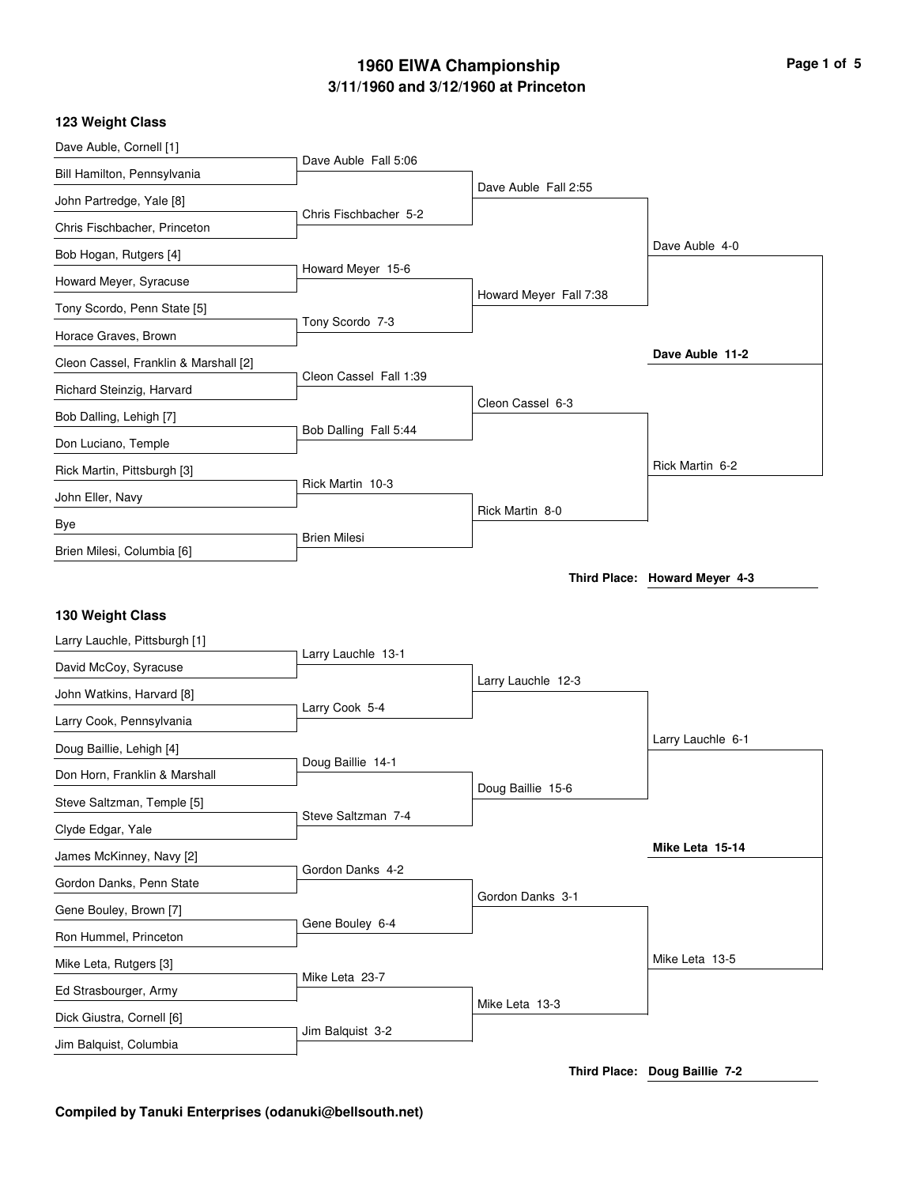# 1960 EIWA Championship

## 3/11/1960 and 3/12/1960 at Princeton

### 123 Weight Class

**First Round**

- Dave Auble, Cornell [1] vs. Bill Hamilton, Pennsylvania — Dave Auble Fall 5:06
- John Partredge, Yale [8] vs. Chris Fischbacher, Princeton — Chris Fischbacher 5-2
- Bob Hogan, Rutgers [4] vs. Howard Meyer, Syracuse — Howard Meyer 15-6
- Tony Scordo, Penn State [5] vs. Horace Graves, Brown — Tony Scordo 7-3
- Cleon Cassel, Franklin & Marshall [2] vs. Richard Steinzig, Harvard — Cleon Cassel Fall 1:39
- Bob Dalling, Lehigh [7] vs. Don Luciano, Temple — Bob Dalling Fall 5:44
- Rick Martin, Pittsburgh [3] vs. John Eller, Navy — Rick Martin 10-3
- Bye vs. Brien Milesi, Columbia [6] — Brien Milesi

**Quarterfinals**

- Dave Auble Fall 2:55
- Howard Meyer Fall 7:38
- Cleon Cassel 6-3
- Rick Martin 8-0

**Semifinals**

- Dave Auble 4-0
- Rick Martin 6-2

**Final**

- **Dave Auble 11-2**

**Third Place: Howard Meyer 4-3**

### 130 Weight Class

**First Round**

- Larry Lauchle, Pittsburgh [1] vs. David McCoy, Syracuse — Larry Lauchle 13-1
- John Watkins, Harvard [8] vs. Larry Cook, Pennsylvania — Larry Cook 5-4
- Doug Baillie, Lehigh [4] vs. Don Horn, Franklin & Marshall — Doug Baillie 14-1
- Steve Saltzman, Temple [5] vs. Clyde Edgar, Yale — Steve Saltzman 7-4
- James McKinney, Navy [2] vs. Gordon Danks, Penn State — Gordon Danks 4-2
- Gene Bouley, Brown [7] vs. Ron Hummel, Princeton — Gene Bouley 6-4
- Mike Leta, Rutgers [3] vs. Ed Strasbourger, Army — Mike Leta 23-7
- Dick Giustra, Cornell [6] vs. Jim Balquist, Columbia — Jim Balquist 3-2

**Quarterfinals**

- Larry Lauchle 12-3
- Doug Baillie 15-6
- Gordon Danks 3-1
- Mike Leta 13-3

**Semifinals**

- Larry Lauchle 6-1
- Mike Leta 13-5

**Final**

- **Mike Leta 15-14**

**Third Place: Doug Baillie 7-2**

**Compiled by Tanuki Enterprises (odanuki@bellsouth.net)**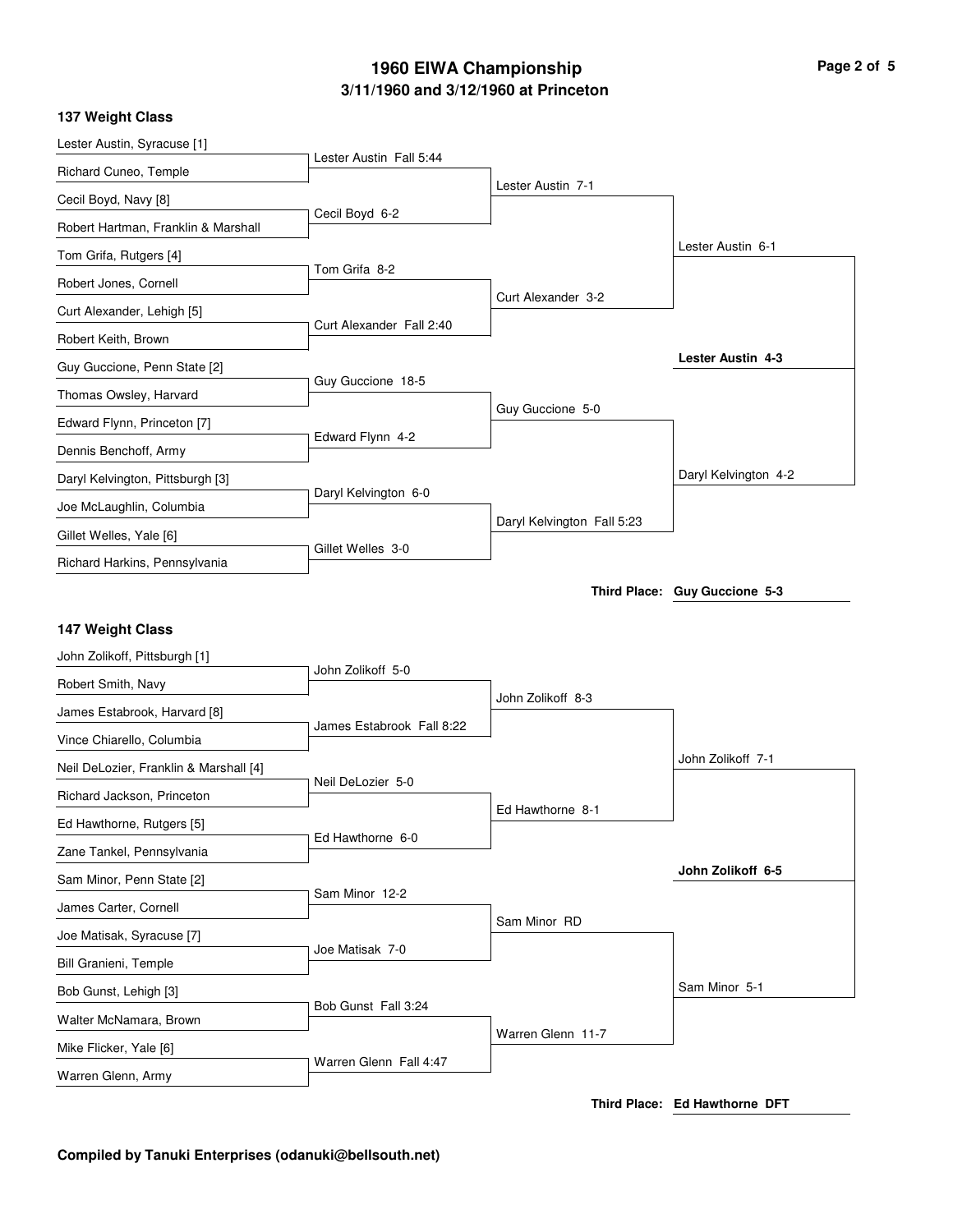# 1960 EIWA Championship
## 3/11/1960 and 3/12/1960 at Princeton

### 137 Weight Class

**First Round**
- Lester Austin, Syracuse [1] vs. Richard Cuneo, Temple — Lester Austin Fall 5:44
- Cecil Boyd, Navy [8] vs. Robert Hartman, Franklin & Marshall — Cecil Boyd 6-2
- Tom Grifa, Rutgers [4] vs. Robert Jones, Cornell — Tom Grifa 8-2
- Curt Alexander, Lehigh [5] vs. Robert Keith, Brown — Curt Alexander Fall 2:40
- Guy Guccione, Penn State [2] vs. Thomas Owsley, Harvard — Guy Guccione 18-5
- Edward Flynn, Princeton [7] vs. Dennis Benchoff, Army — Edward Flynn 4-2
- Daryl Kelvington, Pittsburgh [3] vs. Joe McLaughlin, Columbia — Daryl Kelvington 6-0
- Gillet Welles, Yale [6] vs. Richard Harkins, Pennsylvania — Gillet Welles 3-0

**Quarterfinals**
- Lester Austin 7-1
- Curt Alexander 3-2
- Guy Guccione 5-0
- Daryl Kelvington Fall 5:23

**Semifinals**
- Lester Austin 6-1
- Daryl Kelvington 4-2

**Final**
- **Lester Austin 4-3**

**Third Place: Guy Guccione 5-3**

### 147 Weight Class

**First Round**
- John Zolikoff, Pittsburgh [1] vs. Robert Smith, Navy — John Zolikoff 5-0
- James Estabrook, Harvard [8] vs. Vince Chiarello, Columbia — James Estabrook Fall 8:22
- Neil DeLozier, Franklin & Marshall [4] vs. Richard Jackson, Princeton — Neil DeLozier 5-0
- Ed Hawthorne, Rutgers [5] vs. Zane Tankel, Pennsylvania — Ed Hawthorne 6-0
- Sam Minor, Penn State [2] vs. James Carter, Cornell — Sam Minor 12-2
- Joe Matisak, Syracuse [7] vs. Bill Granieni, Temple — Joe Matisak 7-0
- Bob Gunst, Lehigh [3] vs. Walter McNamara, Brown — Bob Gunst Fall 3:24
- Mike Flicker, Yale [6] vs. Warren Glenn, Army — Warren Glenn Fall 4:47

**Quarterfinals**
- John Zolikoff 8-3
- Ed Hawthorne 8-1
- Sam Minor RD
- Warren Glenn 11-7

**Semifinals**
- John Zolikoff 7-1
- Sam Minor 5-1

**Final**
- **John Zolikoff 6-5**

**Third Place: Ed Hawthorne DFT**

**Compiled by Tanuki Enterprises (odanuki@bellsouth.net)**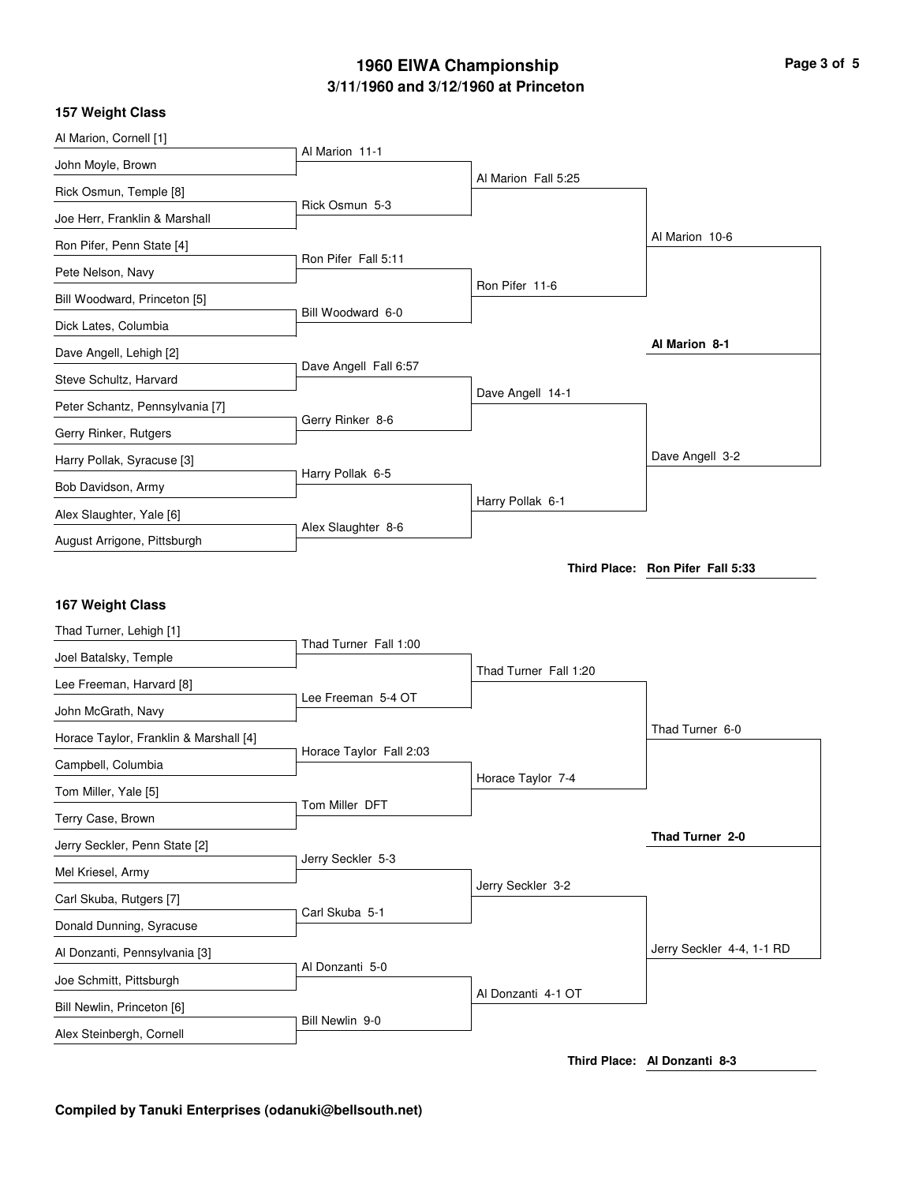# 1960 EIWA Championship
## 3/11/1960 and 3/12/1960 at Princeton

### 157 Weight Class

| First Round | Quarterfinals | Semifinals | Finals |
|---|---|---|---|
| Al Marion, Cornell [1] | | | |
| John Moyle, Brown | Al Marion 11-1 | | |
| Rick Osmun, Temple [8] | | Al Marion Fall 5:25 | |
| Joe Herr, Franklin & Marshall | Rick Osmun 5-3 | | |
| Ron Pifer, Penn State [4] | | | Al Marion 10-6 |
| Pete Nelson, Navy | Ron Pifer Fall 5:11 | | |
| Bill Woodward, Princeton [5] | | Ron Pifer 11-6 | |
| Dick Lates, Columbia | Bill Woodward 6-0 | | |
| Dave Angell, Lehigh [2] | | | **Al Marion 8-1** |
| Steve Schultz, Harvard | Dave Angell Fall 6:57 | | |
| Peter Schantz, Pennsylvania [7] | | Dave Angell 14-1 | |
| Gerry Rinker, Rutgers | Gerry Rinker 8-6 | | |
| Harry Pollak, Syracuse [3] | | | Dave Angell 3-2 |
| Bob Davidson, Army | Harry Pollak 6-5 | | |
| Alex Slaughter, Yale [6] | | Harry Pollak 6-1 | |
| August Arrigone, Pittsburgh | Alex Slaughter 8-6 | | |

**Third Place: Ron Pifer Fall 5:33**

### 167 Weight Class

| First Round | Quarterfinals | Semifinals | Finals |
|---|---|---|---|
| Thad Turner, Lehigh [1] | | | |
| Joel Batalsky, Temple | Thad Turner Fall 1:00 | | |
| Lee Freeman, Harvard [8] | | Thad Turner Fall 1:20 | |
| John McGrath, Navy | Lee Freeman 5-4 OT | | |
| Horace Taylor, Franklin & Marshall [4] | | | Thad Turner 6-0 |
| Campbell, Columbia | Horace Taylor Fall 2:03 | | |
| Tom Miller, Yale [5] | | Horace Taylor 7-4 | |
| Terry Case, Brown | Tom Miller DFT | | |
| Jerry Seckler, Penn State [2] | | | **Thad Turner 2-0** |
| Mel Kriesel, Army | Jerry Seckler 5-3 | | |
| Carl Skuba, Rutgers [7] | | Jerry Seckler 3-2 | |
| Donald Dunning, Syracuse | Carl Skuba 5-1 | | |
| Al Donzanti, Pennsylvania [3] | | | Jerry Seckler 4-4, 1-1 RD |
| Joe Schmitt, Pittsburgh | Al Donzanti 5-0 | | |
| Bill Newlin, Princeton [6] | | Al Donzanti 4-1 OT | |
| Alex Steinbergh, Cornell | Bill Newlin 9-0 | | |

**Third Place: Al Donzanti 8-3**

**Compiled by Tanuki Enterprises (odanuki@bellsouth.net)**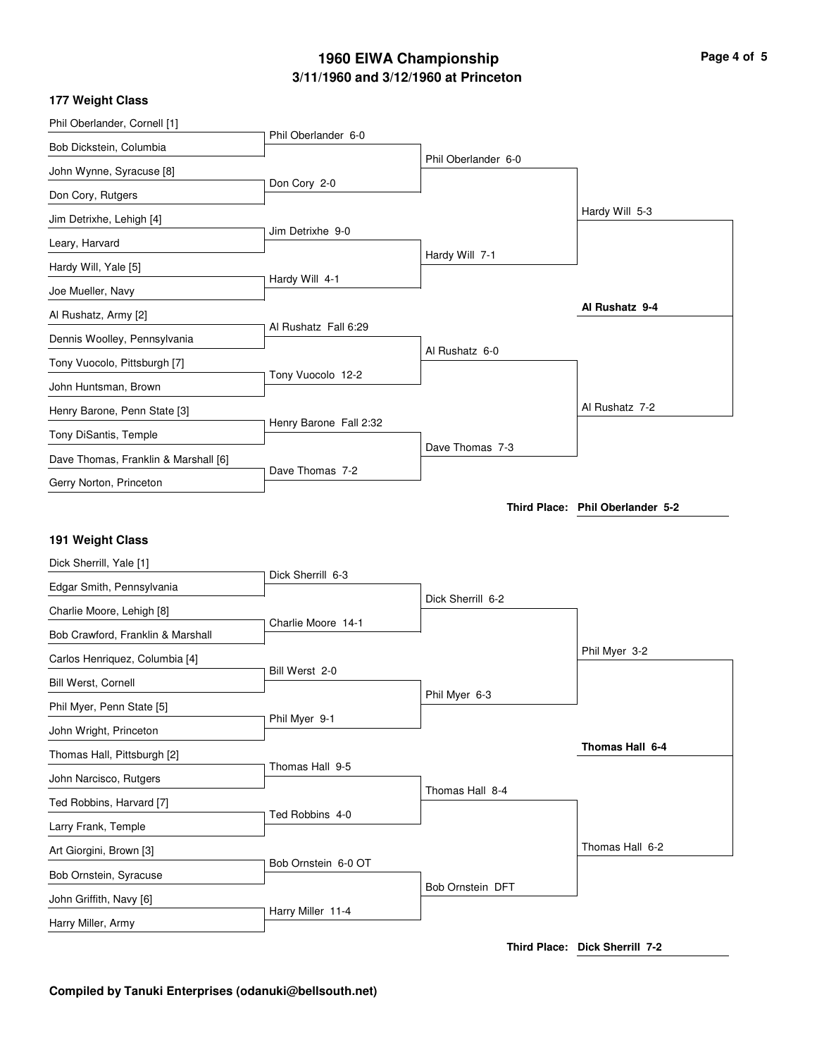# 1960 EIWA Championship
## 3/11/1960 and 3/12/1960 at Princeton

### 177 Weight Class

**First Round**
- Phil Oberlander, Cornell [1] vs. Bob Dickstein, Columbia — Phil Oberlander 6-0
- John Wynne, Syracuse [8] vs. Don Cory, Rutgers — Don Cory 2-0
- Jim Detrixhe, Lehigh [4] vs. Leary, Harvard — Jim Detrixhe 9-0
- Hardy Will, Yale [5] vs. Joe Mueller, Navy — Hardy Will 4-1
- Al Rushatz, Army [2] vs. Dennis Woolley, Pennsylvania — Al Rushatz Fall 6:29
- Tony Vuocolo, Pittsburgh [7] vs. John Huntsman, Brown — Tony Vuocolo 12-2
- Henry Barone, Penn State [3] vs. Tony DiSantis, Temple — Henry Barone Fall 2:32
- Dave Thomas, Franklin & Marshall [6] vs. Gerry Norton, Princeton — Dave Thomas 7-2

**Quarterfinals**
- Phil Oberlander 6-0
- Hardy Will 7-1
- Al Rushatz 6-0
- Dave Thomas 7-3

**Semifinals**
- Hardy Will 5-3
- Al Rushatz 7-2

**Final**
- **Al Rushatz 9-4**

**Third Place: Phil Oberlander 5-2**

### 191 Weight Class

**First Round**
- Dick Sherrill, Yale [1] vs. Edgar Smith, Pennsylvania — Dick Sherrill 6-3
- Charlie Moore, Lehigh [8] vs. Bob Crawford, Franklin & Marshall — Charlie Moore 14-1
- Carlos Henriquez, Columbia [4] vs. Bill Werst, Cornell — Bill Werst 2-0
- Phil Myer, Penn State [5] vs. John Wright, Princeton — Phil Myer 9-1
- Thomas Hall, Pittsburgh [2] vs. John Narcisco, Rutgers — Thomas Hall 9-5
- Ted Robbins, Harvard [7] vs. Larry Frank, Temple — Ted Robbins 4-0
- Art Giorgini, Brown [3] vs. Bob Ornstein, Syracuse — Bob Ornstein 6-0 OT
- John Griffith, Navy [6] vs. Harry Miller, Army — Harry Miller 11-4

**Quarterfinals**
- Dick Sherrill 6-2
- Phil Myer 6-3
- Thomas Hall 8-4
- Bob Ornstein DFT

**Semifinals**
- Phil Myer 3-2
- Thomas Hall 6-2

**Final**
- **Thomas Hall 6-4**

**Third Place: Dick Sherrill 7-2**

**Compiled by Tanuki Enterprises (odanuki@bellsouth.net)**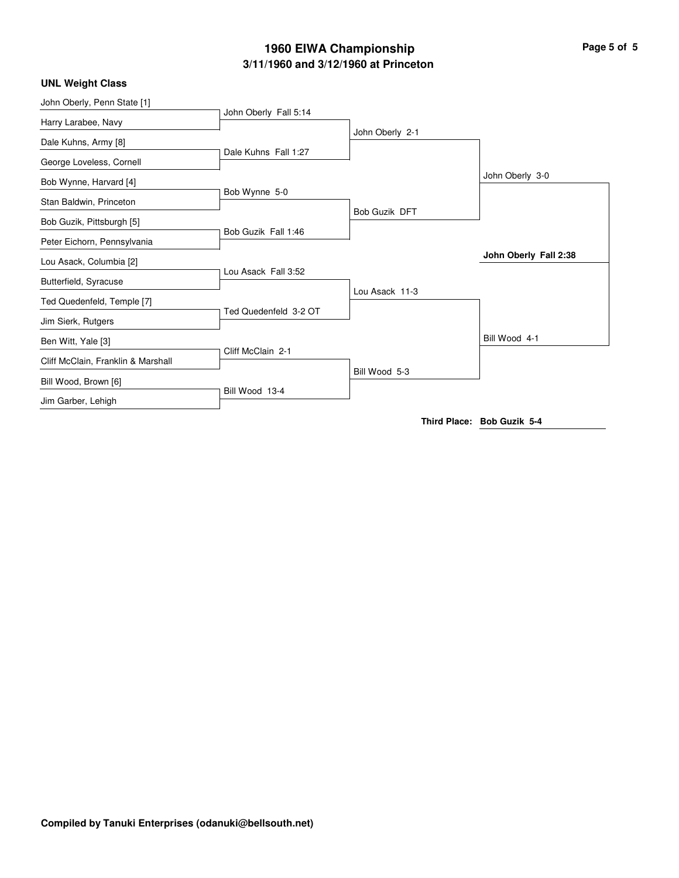# 1960 EIWA Championship

## 3/11/1960 and 3/12/1960 at Princeton

### UNL Weight Class

John Oberly, Penn State [1]
Harry Larabee, Navy
Dale Kuhns, Army [8]
George Loveless, Cornell
Bob Wynne, Harvard [4]
Stan Baldwin, Princeton
Bob Guzik, Pittsburgh [5]
Peter Eichorn, Pennsylvania
Lou Asack, Columbia [2]
Butterfield, Syracuse
Ted Quedenfeld, Temple [7]
Jim Sierk, Rutgers
Ben Witt, Yale [3]
Cliff McClain, Franklin & Marshall
Bill Wood, Brown [6]
Jim Garber, Lehigh

John Oberly Fall 5:14
Dale Kuhns Fall 1:27
Bob Wynne 5-0
Bob Guzik Fall 1:46
Lou Asack Fall 3:52
Ted Quedenfeld 3-2 OT
Cliff McClain 2-1
Bill Wood 13-4

John Oberly 2-1
Bob Guzik DFT
Lou Asack 11-3
Bill Wood 5-3

John Oberly 3-0
Bill Wood 4-1

**John Oberly Fall 2:38**

**Third Place: Bob Guzik 5-4**

**Compiled by Tanuki Enterprises (odanuki@bellsouth.net)**